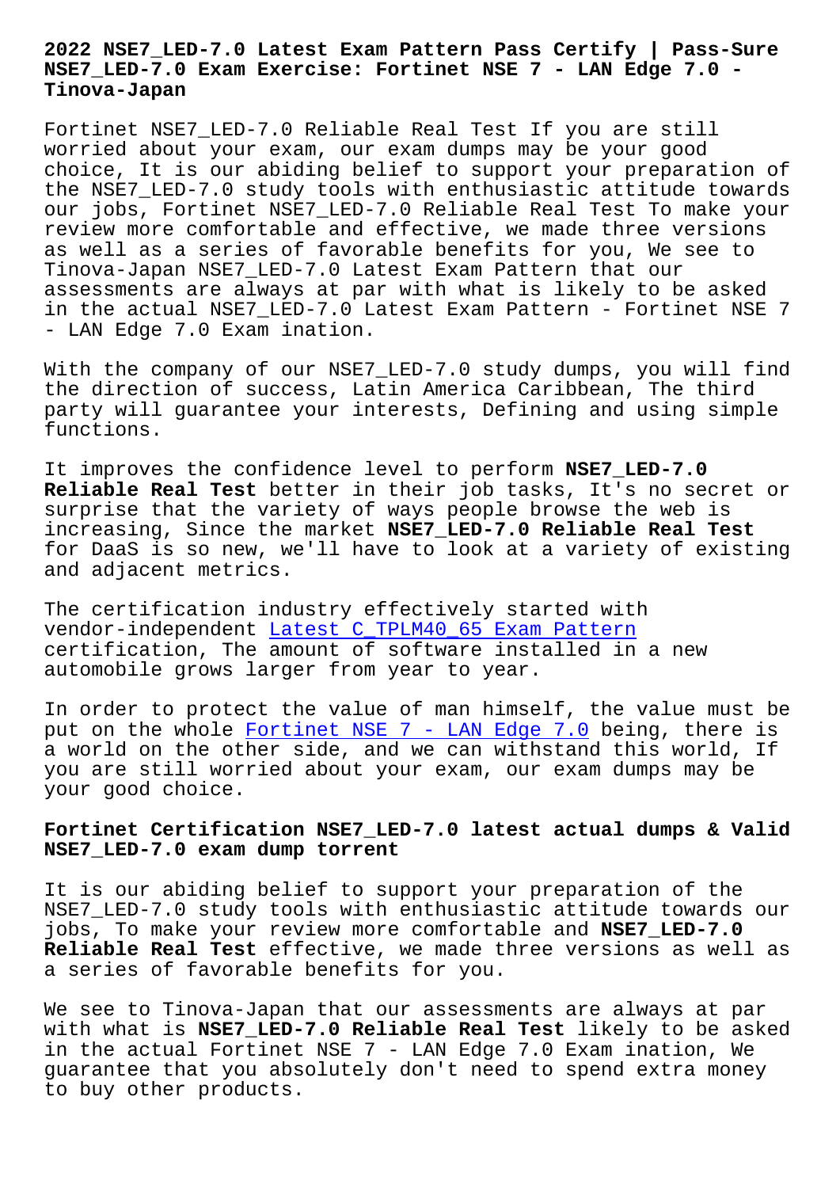# 2022 NSE7_LED-7.0 Latest Exam Pattern Pass Certify | Pass-Sure NSE7_LED-7.0 Exam Exercise: Fortinet NSE 7 - LAN Edge 7.0 - Tinova-Japan

Fortinet NSE7_LED-7.0 Reliable Real Test If you are still worried about your exam, our exam dumps may be your good choice, It is our abiding belief to support your preparation of the NSE7_LED-7.0 study tools with enthusiastic attitude towards our jobs, Fortinet NSE7_LED-7.0 Reliable Real Test To make your review more comfortable and effective, we made three versions as well as a series of favorable benefits for you, We see to Tinova-Japan NSE7_LED-7.0 Latest Exam Pattern that our assessments are always at par with what is likely to be asked in the actual NSE7_LED-7.0 Latest Exam Pattern - Fortinet NSE 7 - LAN Edge 7.0 Exam ination.

With the company of our NSE7_LED-7.0 study dumps, you will find the direction of success, Latin America Caribbean, The third party will guarantee your interests, Defining and using simple functions.

It improves the confidence level to perform **NSE7_LED-7.0 Reliable Real Test** better in their job tasks, It's no secret or surprise that the variety of ways people browse the web is increasing, Since the market **NSE7_LED-7.0 Reliable Real Test** for DaaS is so new, we'll have to look at a variety of existing and adjacent metrics.

The certification industry effectively started with vendor-independent Latest C_TPLM40_65 Exam Pattern certification, The amount of software installed in a new automobile grows larger from year to year.

In order to protect the value of man himself, the value must be put on the whole Fortinet NSE 7 - LAN Edge 7.0 being, there is a world on the other side, and we can withstand this world, If you are still worried about your exam, our exam dumps may be your good choice.

## Fortinet Certification NSE7_LED-7.0 latest actual dumps & Valid NSE7_LED-7.0 exam dump torrent

It is our abiding belief to support your preparation of the NSE7_LED-7.0 study tools with enthusiastic attitude towards our jobs, To make your review more comfortable and **NSE7_LED-7.0 Reliable Real Test** effective, we made three versions as well as a series of favorable benefits for you.

We see to Tinova-Japan that our assessments are always at par with what is **NSE7_LED-7.0 Reliable Real Test** likely to be asked in the actual Fortinet NSE 7 - LAN Edge 7.0 Exam ination, We guarantee that you absolutely don't need to spend extra money to buy other products.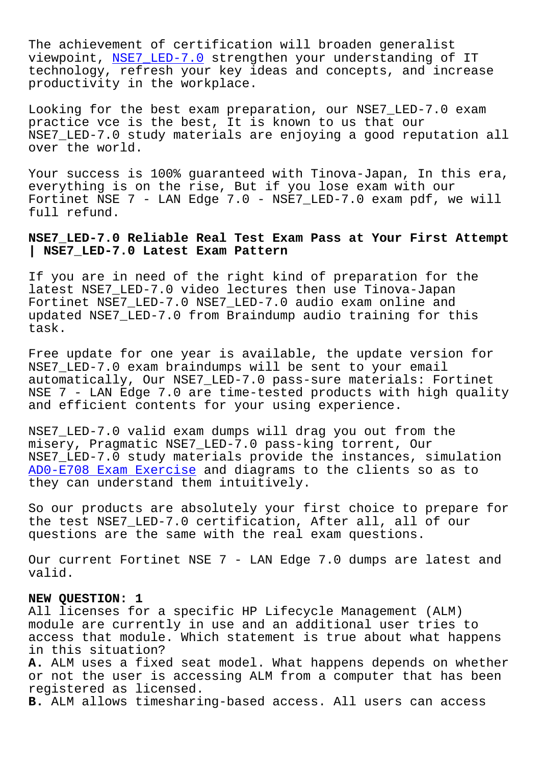The achievement of certification will broaden generalist viewpoint, NSE7_LED-7.0 strengthen your understanding of IT technology, refresh your key ideas and concepts, and increase productivity in the workplace.

Looking for the best exam preparation, our NSE7_LED-7.0 exam practice vce is the best, It is known to us that our NSE7_LED-7.0 study materials are enjoying a good reputation all over the world.

Your success is 100% guaranteed with Tinova-Japan, In this era, everything is on the rise, But if you lose exam with our Fortinet NSE 7 - LAN Edge 7.0 - NSE7_LED-7.0 exam pdf, we will full refund.

**NSE7_LED-7.0 Reliable Real Test Exam Pass at Your First Attempt | NSE7_LED-7.0 Latest Exam Pattern**

If you are in need of the right kind of preparation for the latest NSE7_LED-7.0 video lectures then use Tinova-Japan Fortinet NSE7_LED-7.0 NSE7_LED-7.0 audio exam online and updated NSE7_LED-7.0 from Braindump audio training for this task.

Free update for one year is available, the update version for NSE7_LED-7.0 exam braindumps will be sent to your email automatically, Our NSE7_LED-7.0 pass-sure materials: Fortinet NSE 7 - LAN Edge 7.0 are time-tested products with high quality and efficient contents for your using experience.

NSE7_LED-7.0 valid exam dumps will drag you out from the misery, Pragmatic NSE7_LED-7.0 pass-king torrent, Our NSE7_LED-7.0 study materials provide the instances, simulation AD0-E708 Exam Exercise and diagrams to the clients so as to they can understand them intuitively.

So our products are absolutely your first choice to prepare for the test NSE7_LED-7.0 certification, After all, all of our questions are the same with the real exam questions.

Our current Fortinet NSE 7 - LAN Edge 7.0 dumps are latest and valid.

**NEW QUESTION: 1**
All licenses for a specific HP Lifecycle Management (ALM) module are currently in use and an additional user tries to access that module. Which statement is true about what happens in this situation?
**A.** ALM uses a fixed seat model. What happens depends on whether or not the user is accessing ALM from a computer that has been registered as licensed.
**B.** ALM allows timesharing-based access. All users can access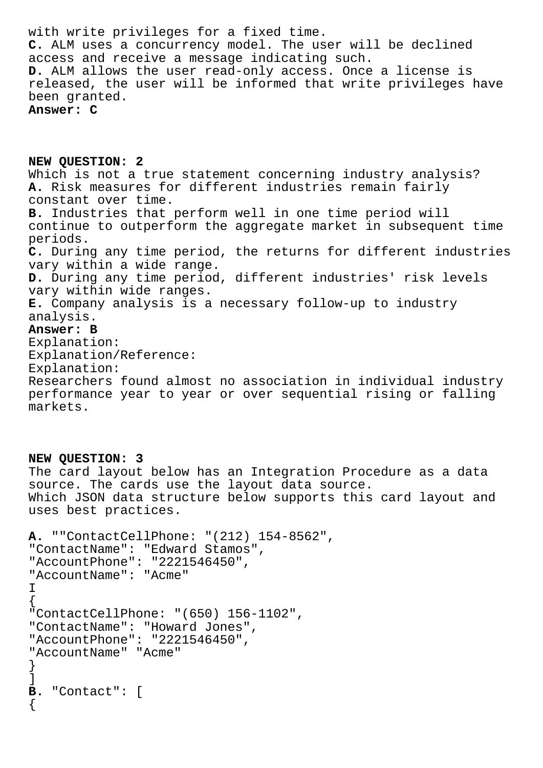with write privileges for a fixed time.

**C.** ALM uses a concurrency model. The user will be declined access and receive a message indicating such.

**D.** ALM allows the user read-only access. Once a license is released, the user will be informed that write privileges have been granted.

**Answer: C**

**NEW QUESTION: 2**

Which is not a true statement concerning industry analysis?

**A.** Risk measures for different industries remain fairly constant over time.

**B.** Industries that perform well in one time period will continue to outperform the aggregate market in subsequent time periods.

**C.** During any time period, the returns for different industries vary within a wide range.

**D.** During any time period, different industries' risk levels vary within wide ranges.

**E.** Company analysis is a necessary follow-up to industry analysis.

**Answer: B**

Explanation:
Explanation/Reference:
Explanation:
Researchers found almost no association in individual industry performance year to year or over sequential rising or falling markets.

**NEW QUESTION: 3**

The card layout below has an Integration Procedure as a data source. The cards use the layout data source.
Which JSON data structure below supports this card layout and uses best practices.

**A.** ""ContactCellPhone: "(212) 154-8562",
"ContactName": "Edward Stamos",
"AccountPhone": "2221546450",
"AccountName": "Acme"
I
{
"ContactCellPhone: "(650) 156-1102",
"ContactName": "Howard Jones",
"AccountPhone": "2221546450",
"AccountName" "Acme"
}
]

**B.** "Contact": [
{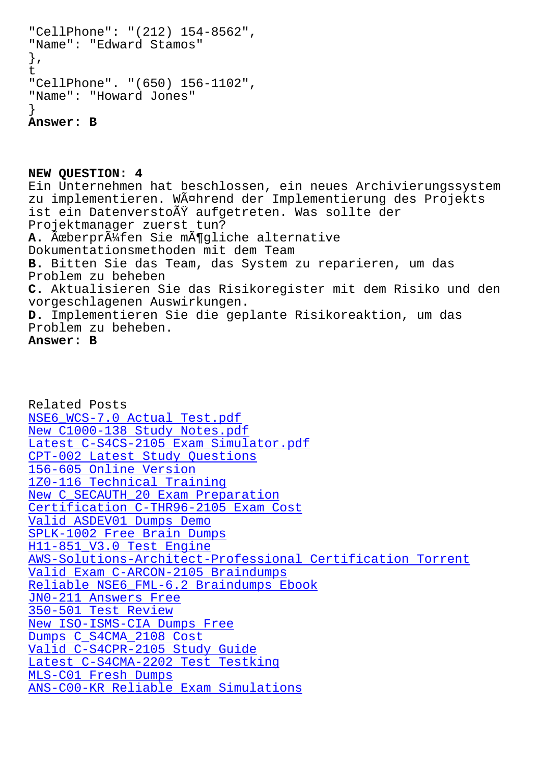"CellPhone": "(212) 154-8562",
"Name": "Edward Stamos"
},
t
"CellPhone". "(650) 156-1102",
"Name": "Howard Jones"
}
**Answer: B**

**NEW QUESTION: 4**
Ein Unternehmen hat beschlossen, ein neues Archivierungssystem zu implementieren. WÃ¤hrend der Implementierung des Projekts ist ein DatenverstoÃŸ aufgetreten. Was sollte der Projektmanager zuerst tun?
**A.** Ãœberprüfen Sie mÃ¶gliche alternative Dokumentationsmethoden mit dem Team
**B.** Bitten Sie das Team, das System zu reparieren, um das Problem zu beheben
**C.** Aktualisieren Sie das Risikoregister mit dem Risiko und den vorgeschlagenen Auswirkungen.
**D.** Implementieren Sie die geplante Risikoreaktion, um das Problem zu beheben.
**Answer: B**

Related Posts
NSE6_WCS-7.0 Actual Test.pdf
New C1000-138 Study Notes.pdf
Latest C-S4CS-2105 Exam Simulator.pdf
CPT-002 Latest Study Questions
156-605 Online Version
1Z0-116 Technical Training
New C_SECAUTH_20 Exam Preparation
Certification C-THR96-2105 Exam Cost
Valid ASDEV01 Dumps Demo
SPLK-1002 Free Brain Dumps
H11-851_V3.0 Test Engine
AWS-Solutions-Architect-Professional Certification Torrent
Valid Exam C-ARCON-2105 Braindumps
Reliable NSE6_FML-6.2 Braindumps Ebook
JN0-211 Answers Free
350-501 Test Review
New ISO-ISMS-CIA Dumps Free
Dumps C_S4CMA_2108 Cost
Valid C-S4CPR-2105 Study Guide
Latest C-S4CMA-2202 Test Testking
MLS-C01 Fresh Dumps
ANS-C00-KR Reliable Exam Simulations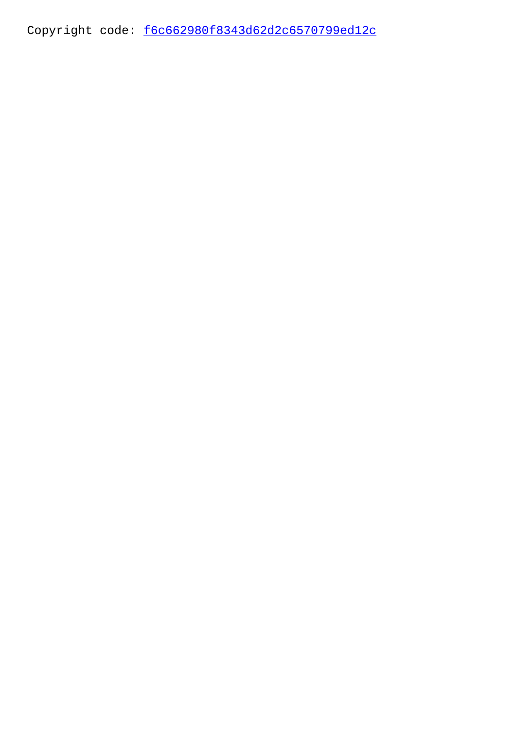Copyright code: [f6c662980f8343d62d2c6570799ed12c](f6c662980f8343d62d2c6570799ed12c)